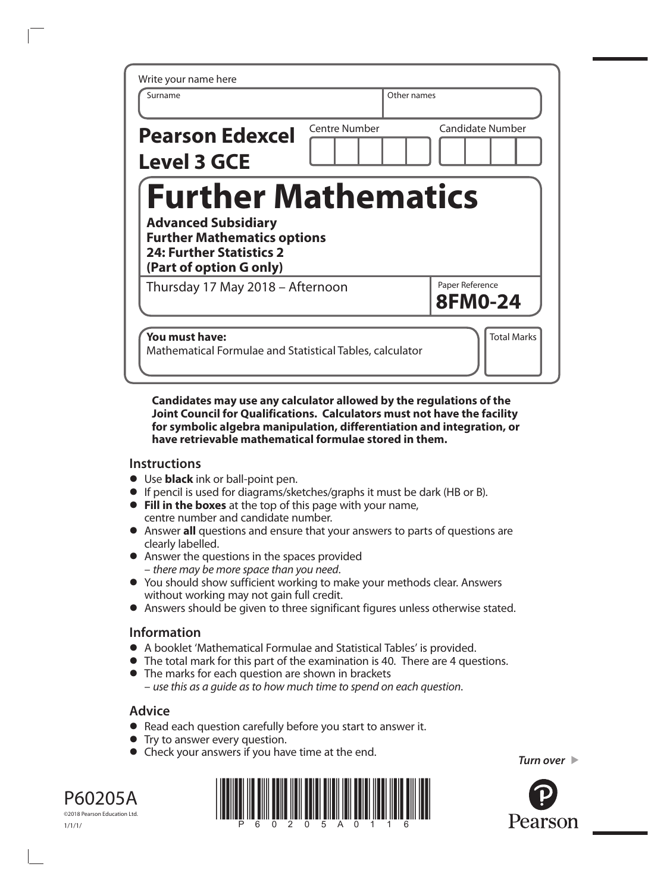Write your name here

| Surname | Other names |
| --- | --- |
| | |

**Pearson Edexcel Level 3 GCE**

Centre Number | Candidate Number

# Further Mathematics

**Advanced Subsidiary**
**Further Mathematics options**
**24: Further Statistics 2**
**(Part of option G only)**

Thursday 17 May 2018 – Afternoon

Paper Reference
**8FM0-24**

**You must have:**
Mathematical Formulae and Statistical Tables, calculator

Total Marks

**Candidates may use any calculator allowed by the regulations of the Joint Council for Qualifications. Calculators must not have the facility for symbolic algebra manipulation, differentiation and integration, or have retrievable mathematical formulae stored in them.**

## Instructions

- Use **black** ink or ball-point pen.
- If pencil is used for diagrams/sketches/graphs it must be dark (HB or B).
- **Fill in the boxes** at the top of this page with your name, centre number and candidate number.
- Answer **all** questions and ensure that your answers to parts of questions are clearly labelled.
- Answer the questions in the spaces provided – *there may be more space than you need*.
- You should show sufficient working to make your methods clear. Answers without working may not gain full credit.
- Answers should be given to three significant figures unless otherwise stated.

## Information

- A booklet 'Mathematical Formulae and Statistical Tables' is provided.
- The total mark for this part of the examination is 40. There are 4 questions.
- The marks for each question are shown in brackets – *use this as a guide as to how much time to spend on each question*.

## Advice

- Read each question carefully before you start to answer it.
- Try to answer every question.
- Check your answers if you have time at the end.

*Turn over*

P60205A
©2018 Pearson Education Ltd.
1/1/1/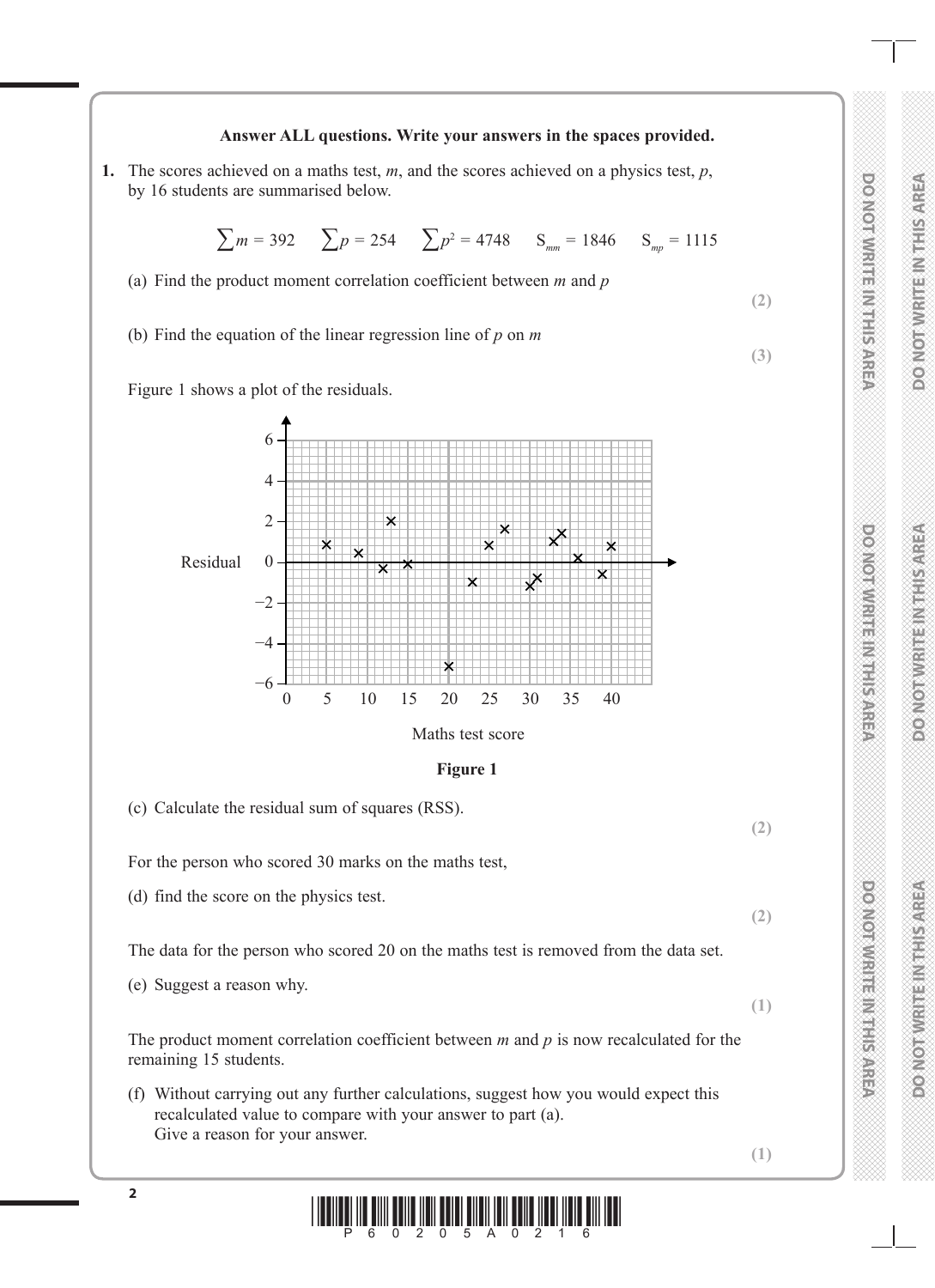**Answer ALL questions. Write your answers in the spaces provided.**

**1.** The scores achieved on a maths test, $m$, and the scores achieved on a physics test, $p$, by 16 students are summarised below.

$$\sum m = 392 \quad \sum p = 254 \quad \sum p^2 = 4748 \quad S_{mm} = 1846 \quad S_{mp} = 1115$$

(a) Find the product moment correlation coefficient between $m$ and $p$

**(2)**

(b) Find the equation of the linear regression line of $p$ on $m$

**(3)**

Figure 1 shows a plot of the residuals.

**Figure 1**

(c) Calculate the residual sum of squares (RSS).

**(2)**

For the person who scored 30 marks on the maths test,

(d) find the score on the physics test.

**(2)**

The data for the person who scored 20 on the maths test is removed from the data set.

(e) Suggest a reason why.

**(1)**

The product moment correlation coefficient between $m$ and $p$ is now recalculated for the remaining 15 students.

(f) Without carrying out any further calculations, suggest how you would expect this recalculated value to compare with your answer to part (a).
Give a reason for your answer.

**(1)**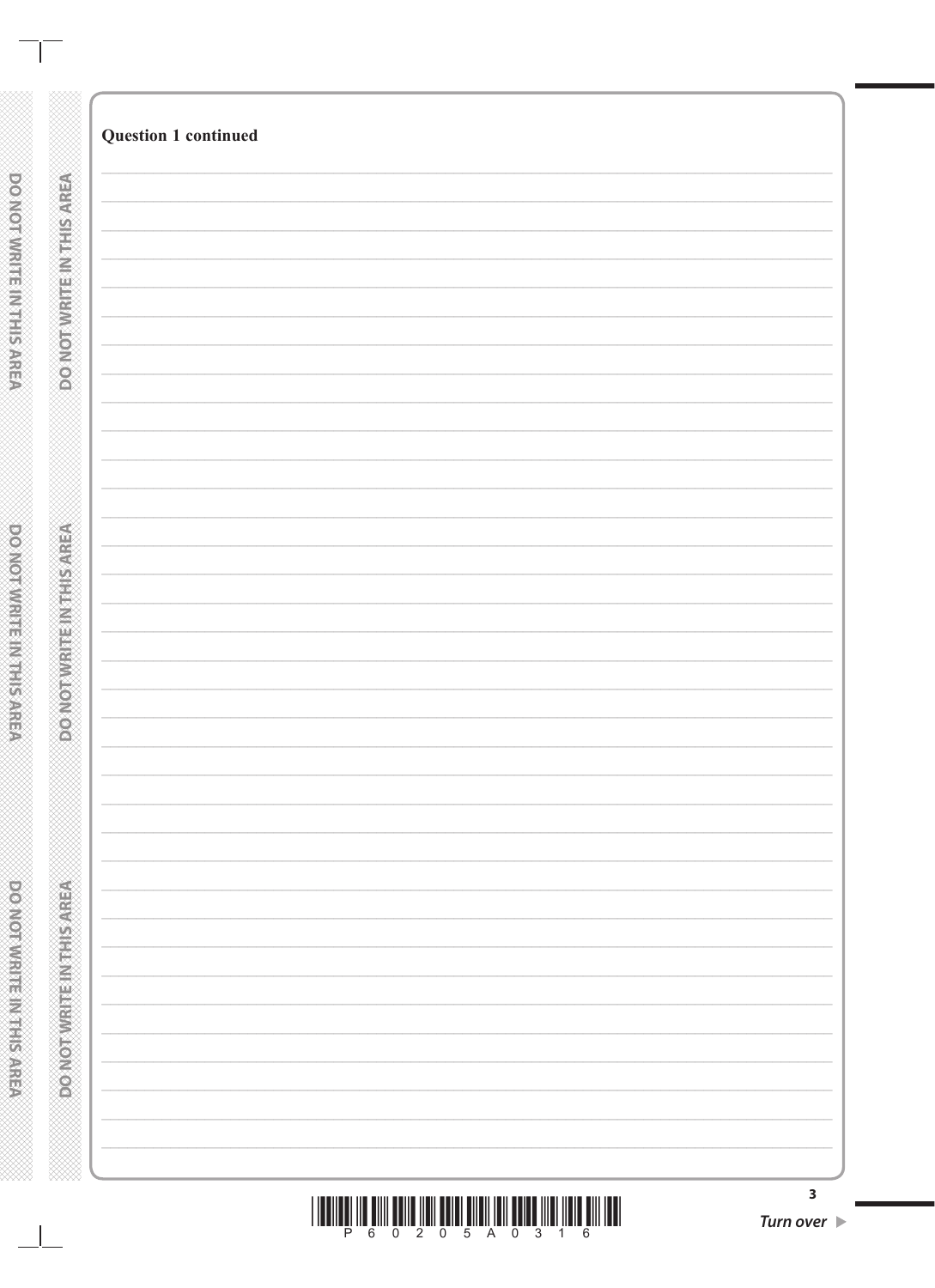**Question 1 continued**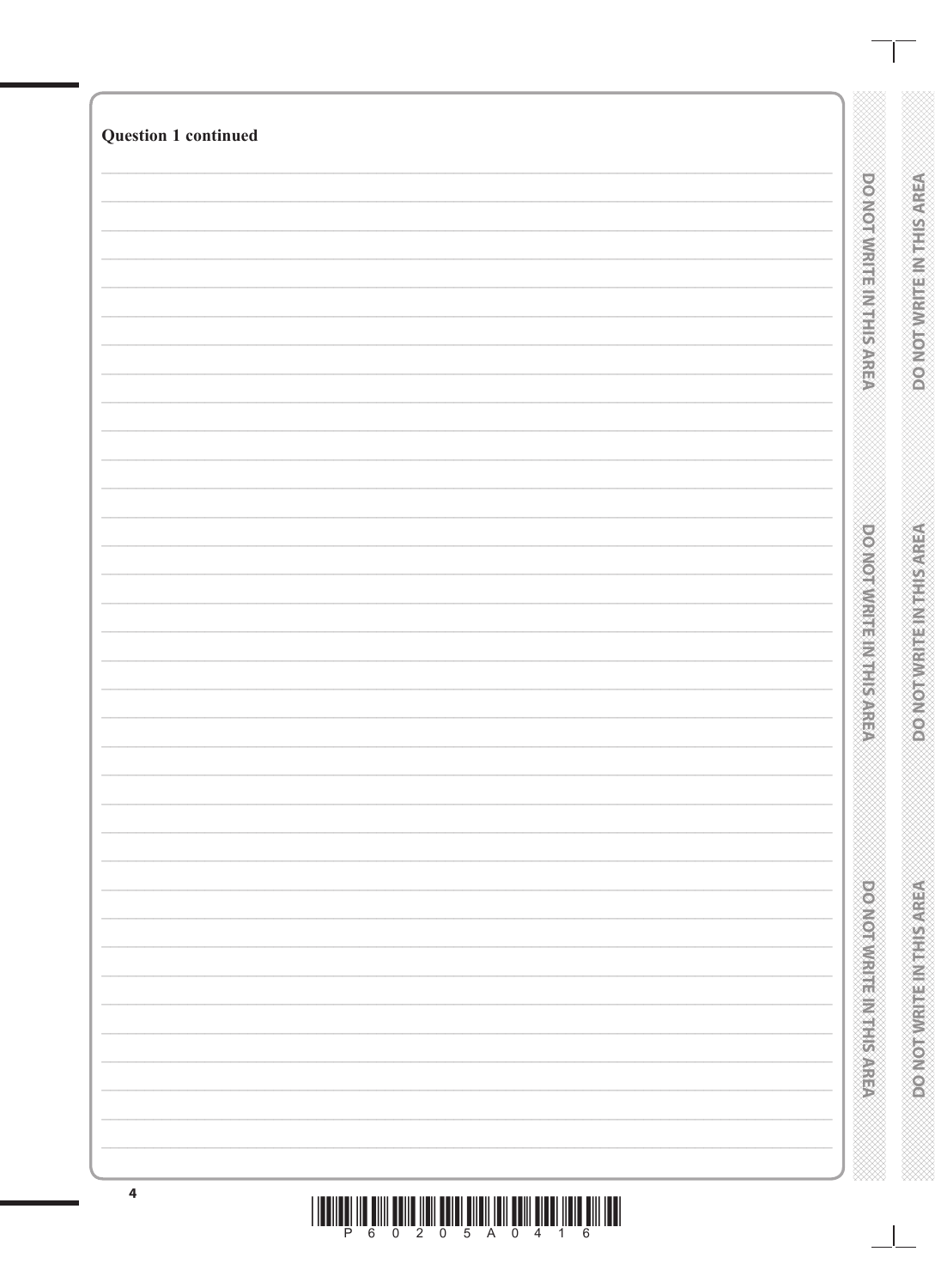**Question 1 continued**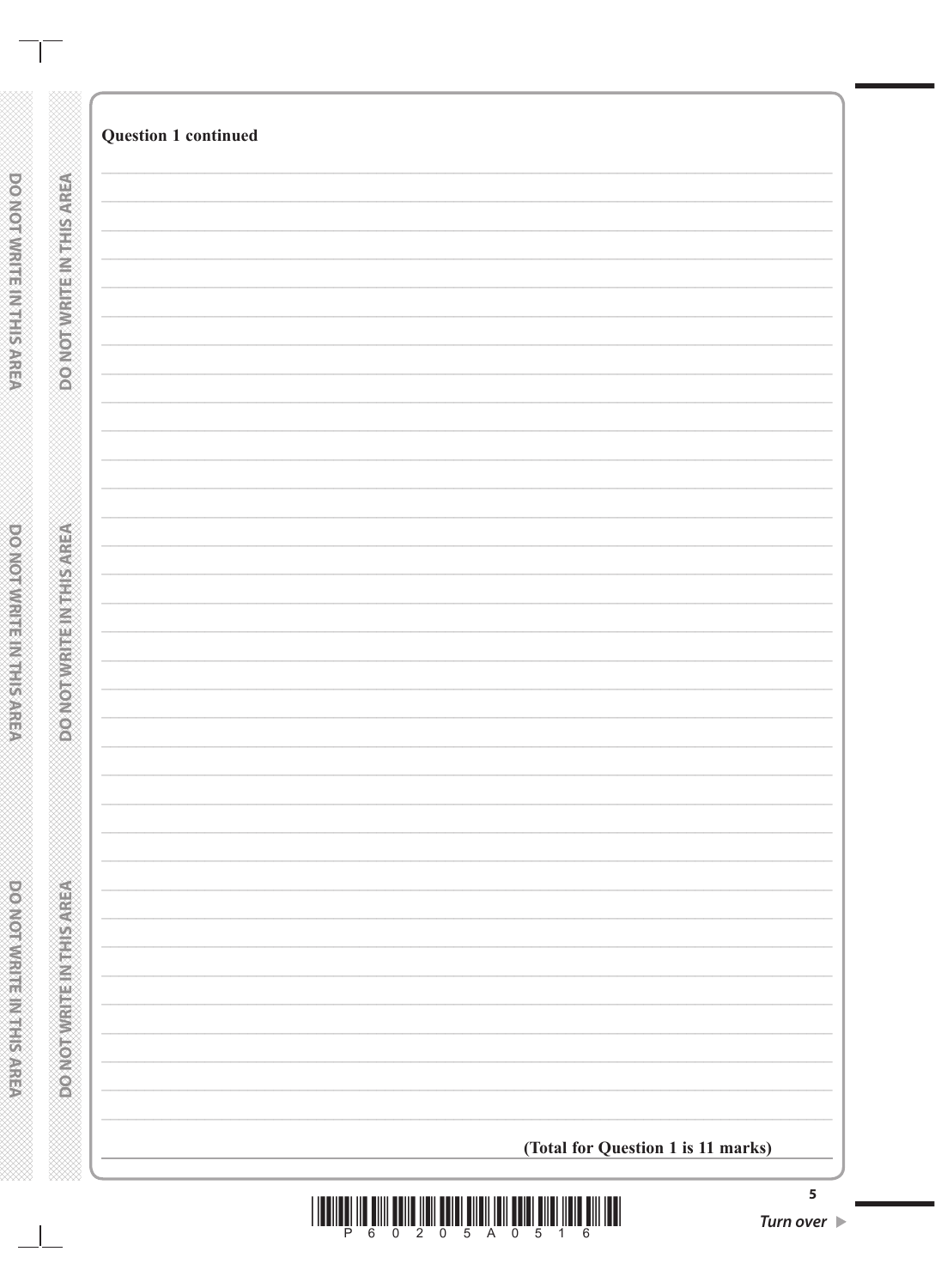**Question 1 continued**

**(Total for Question 1 is 11 marks)**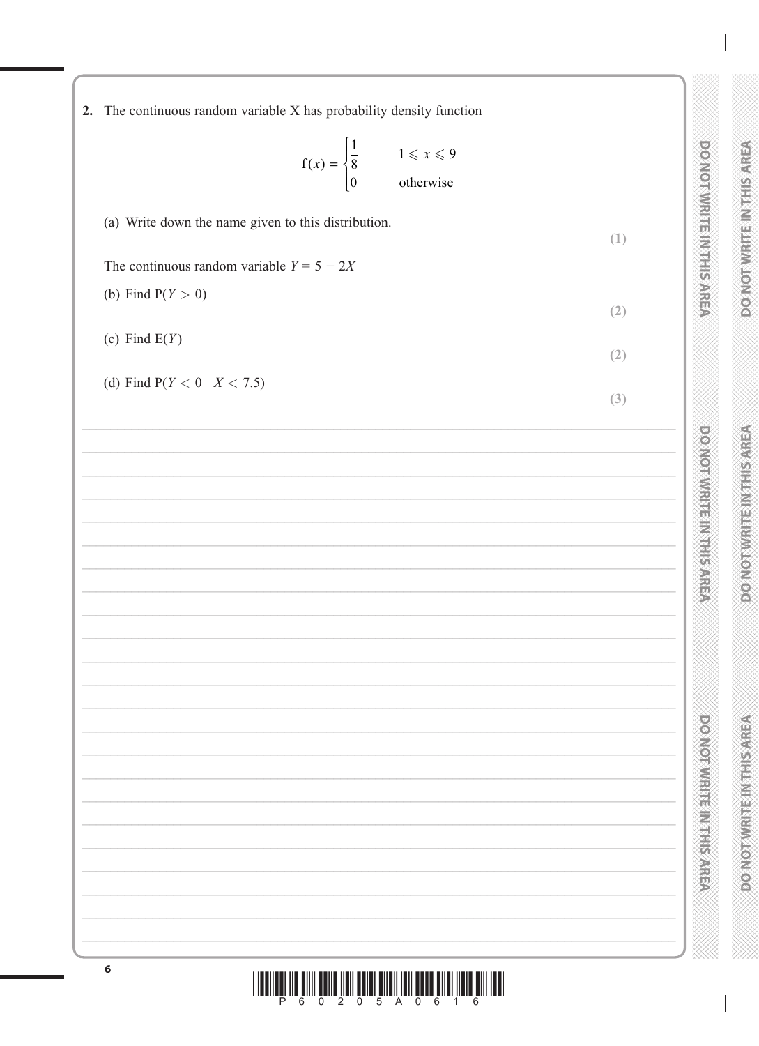**2.** The continuous random variable X has probability density function

$$f(x) = \begin{cases} \dfrac{1}{8} & 1 \leqslant x \leqslant 9 \\ 0 & \text{otherwise} \end{cases}$$

(a) Write down the name given to this distribution.
**(1)**

The continuous random variable $Y = 5 - 2X$

(b) Find $P(Y > 0)$
**(2)**

(c) Find $E(Y)$
**(2)**

(d) Find $P(Y < 0 \mid X < 7.5)$
**(3)**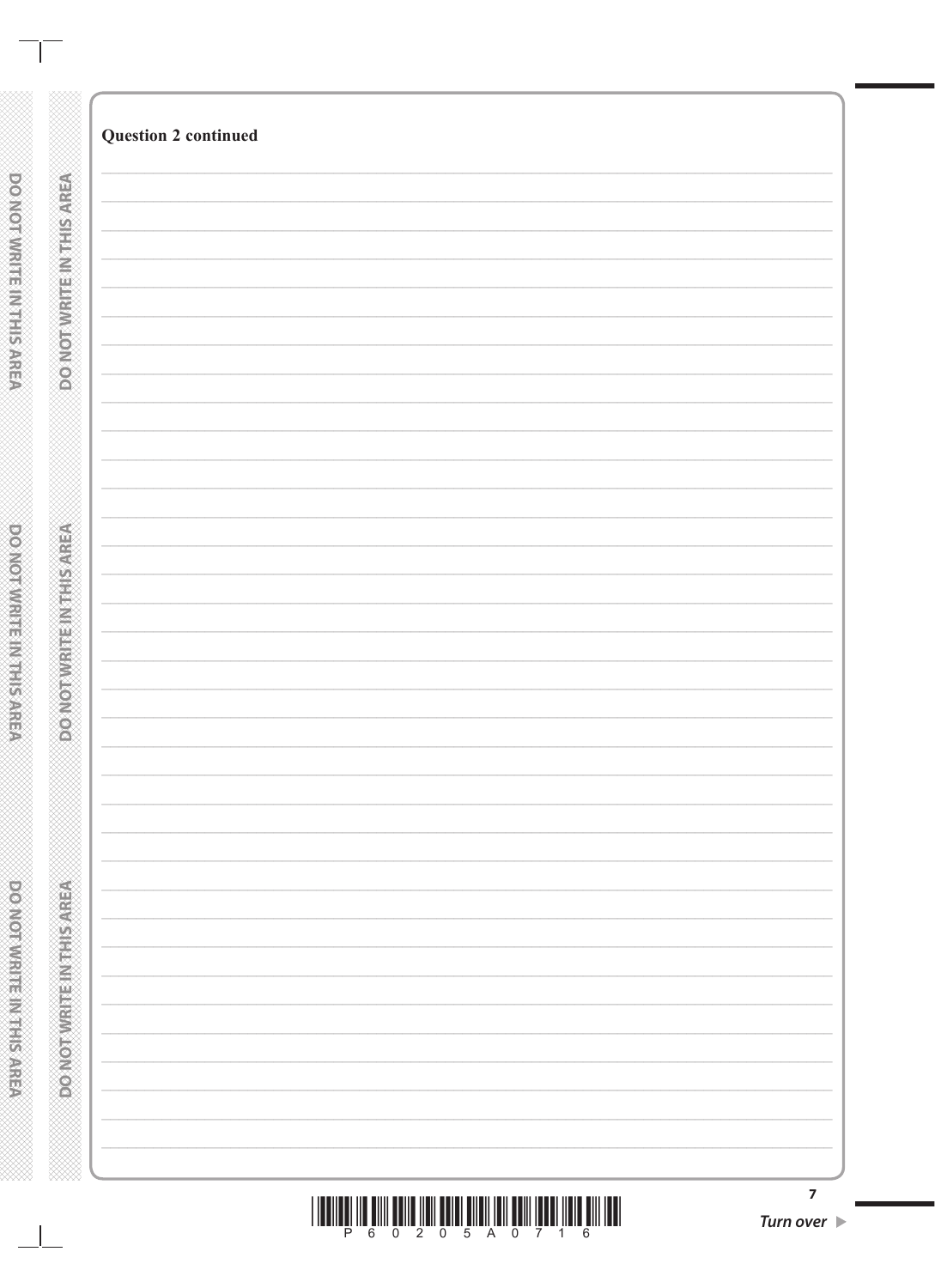**Question 2 continued**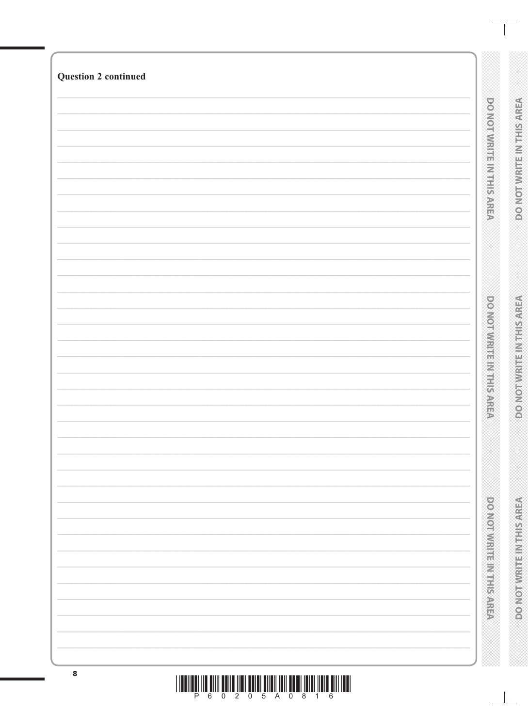**Question 2 continued**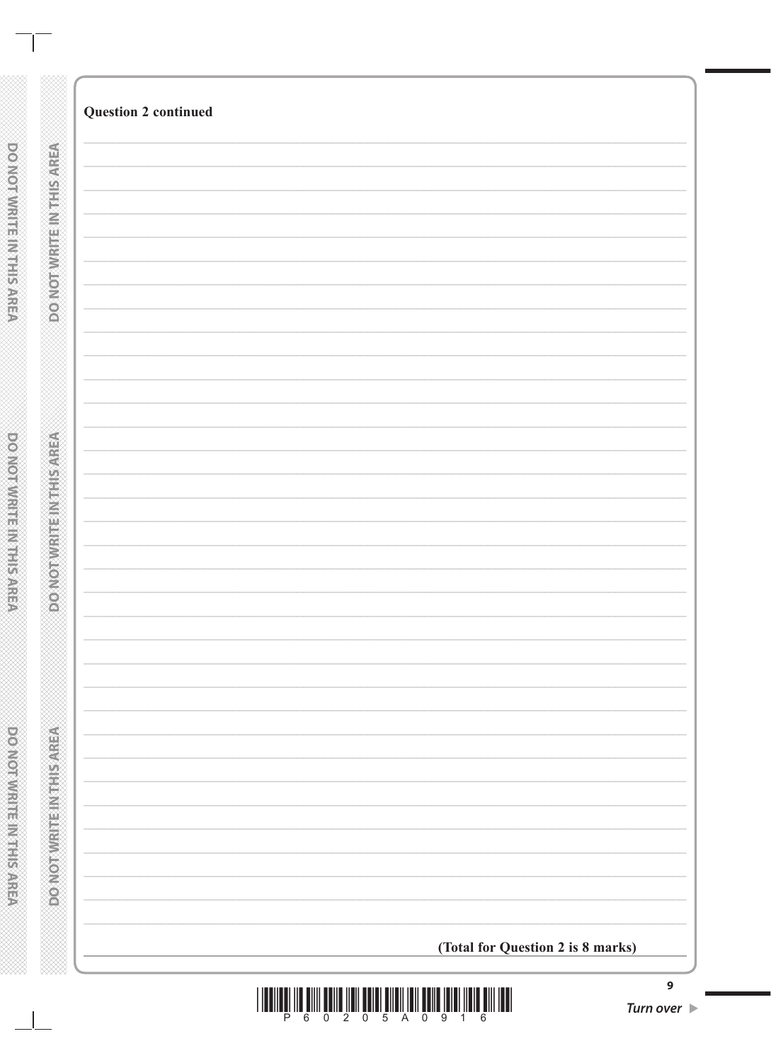**Question 2 continued**

**(Total for Question 2 is 8 marks)**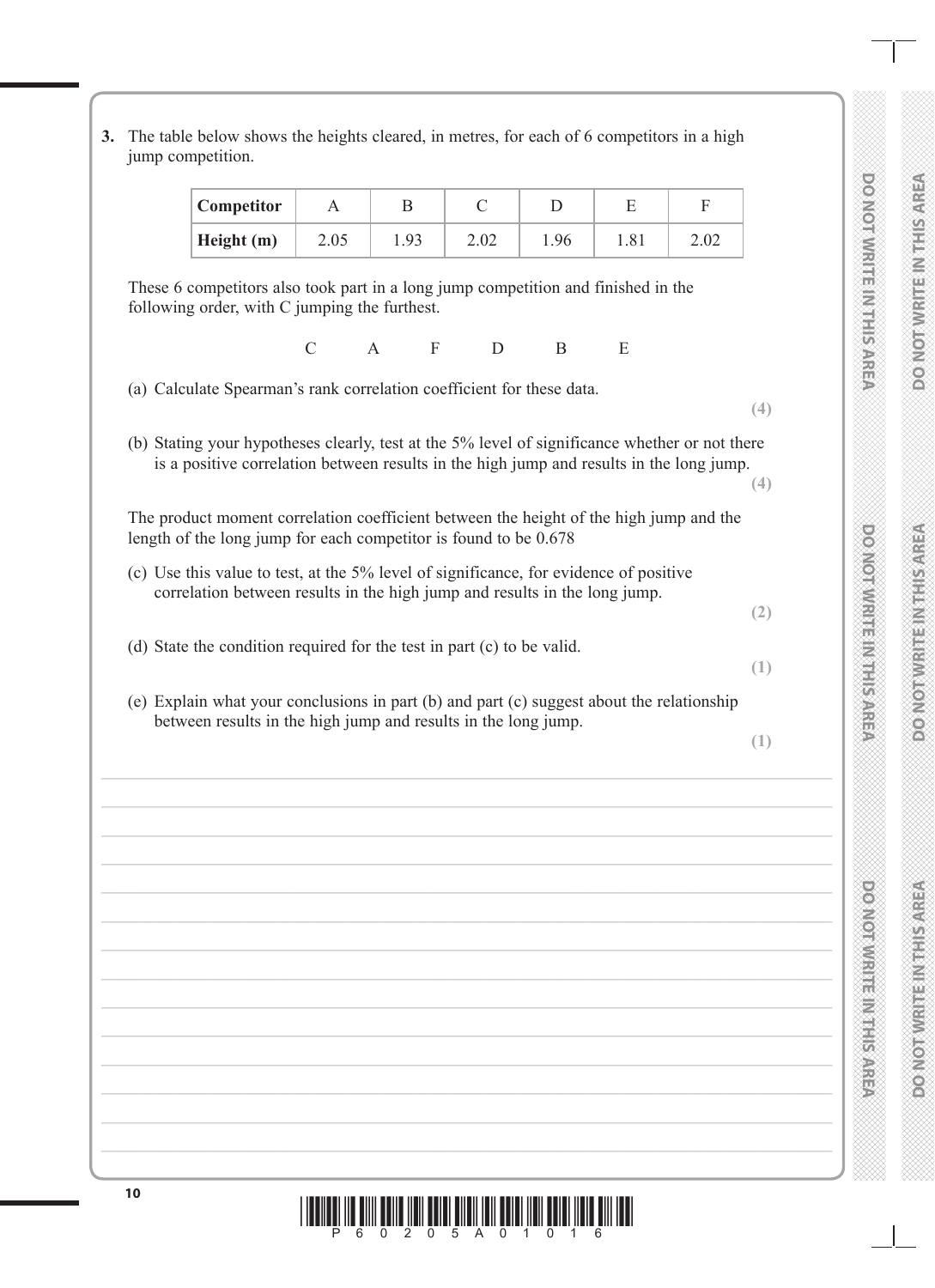**3.** The table below shows the heights cleared, in metres, for each of 6 competitors in a high jump competition.

| Competitor | A | B | C | D | E | F |
|---|---|---|---|---|---|---|
| Height (m) | 2.05 | 1.93 | 2.02 | 1.96 | 1.81 | 2.02 |

These 6 competitors also took part in a long jump competition and finished in the following order, with C jumping the furthest.

C  A  F  D  B  E

(a) Calculate Spearman's rank correlation coefficient for these data.
**(4)**

(b) Stating your hypotheses clearly, test at the 5% level of significance whether or not there is a positive correlation between results in the high jump and results in the long jump.
**(4)**

The product moment correlation coefficient between the height of the high jump and the length of the long jump for each competitor is found to be 0.678

(c) Use this value to test, at the 5% level of significance, for evidence of positive correlation between results in the high jump and results in the long jump.
**(2)**

(d) State the condition required for the test in part (c) to be valid.
**(1)**

(e) Explain what your conclusions in part (b) and part (c) suggest about the relationship between results in the high jump and results in the long jump.
**(1)**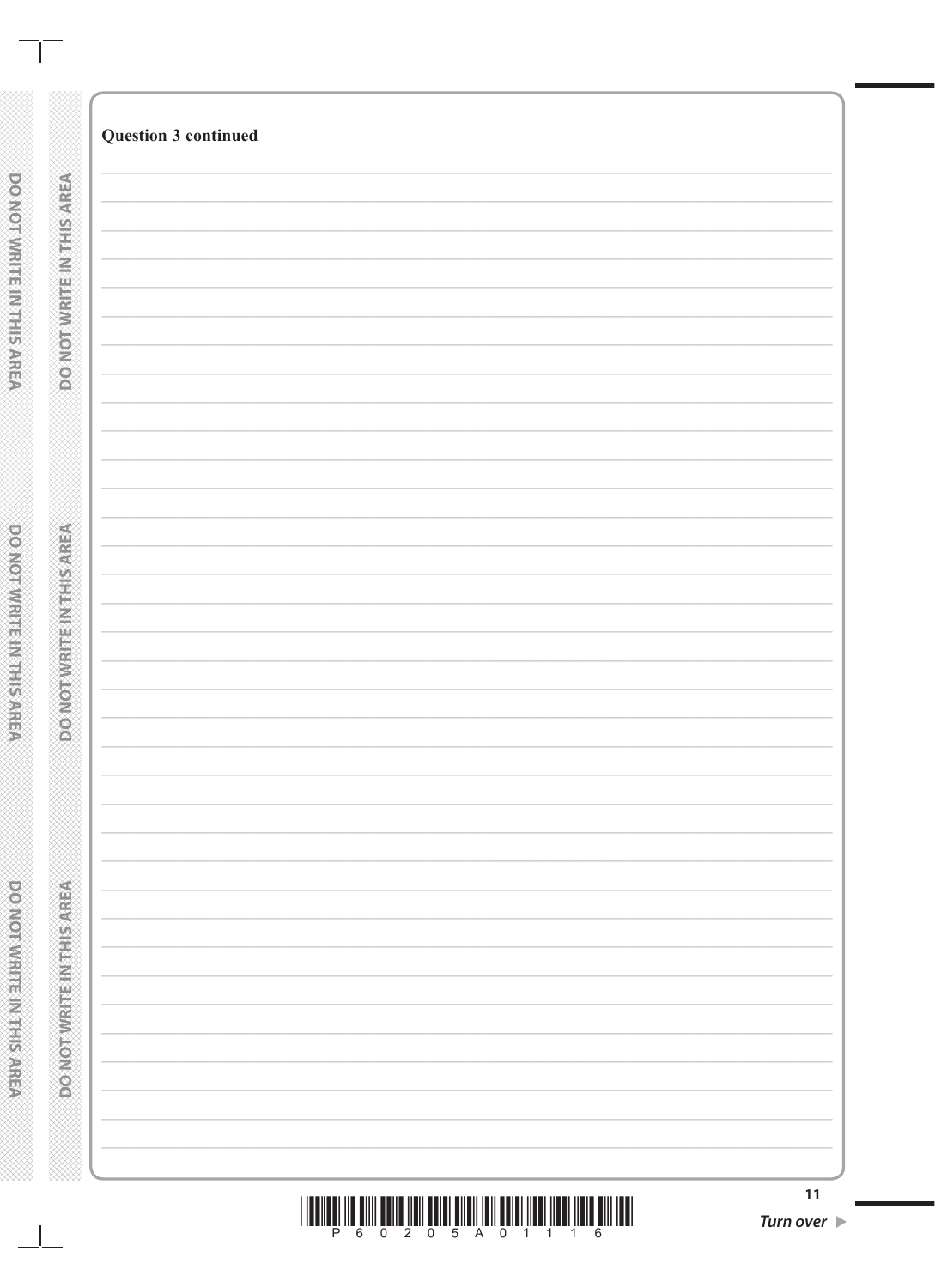**Question 3 continued**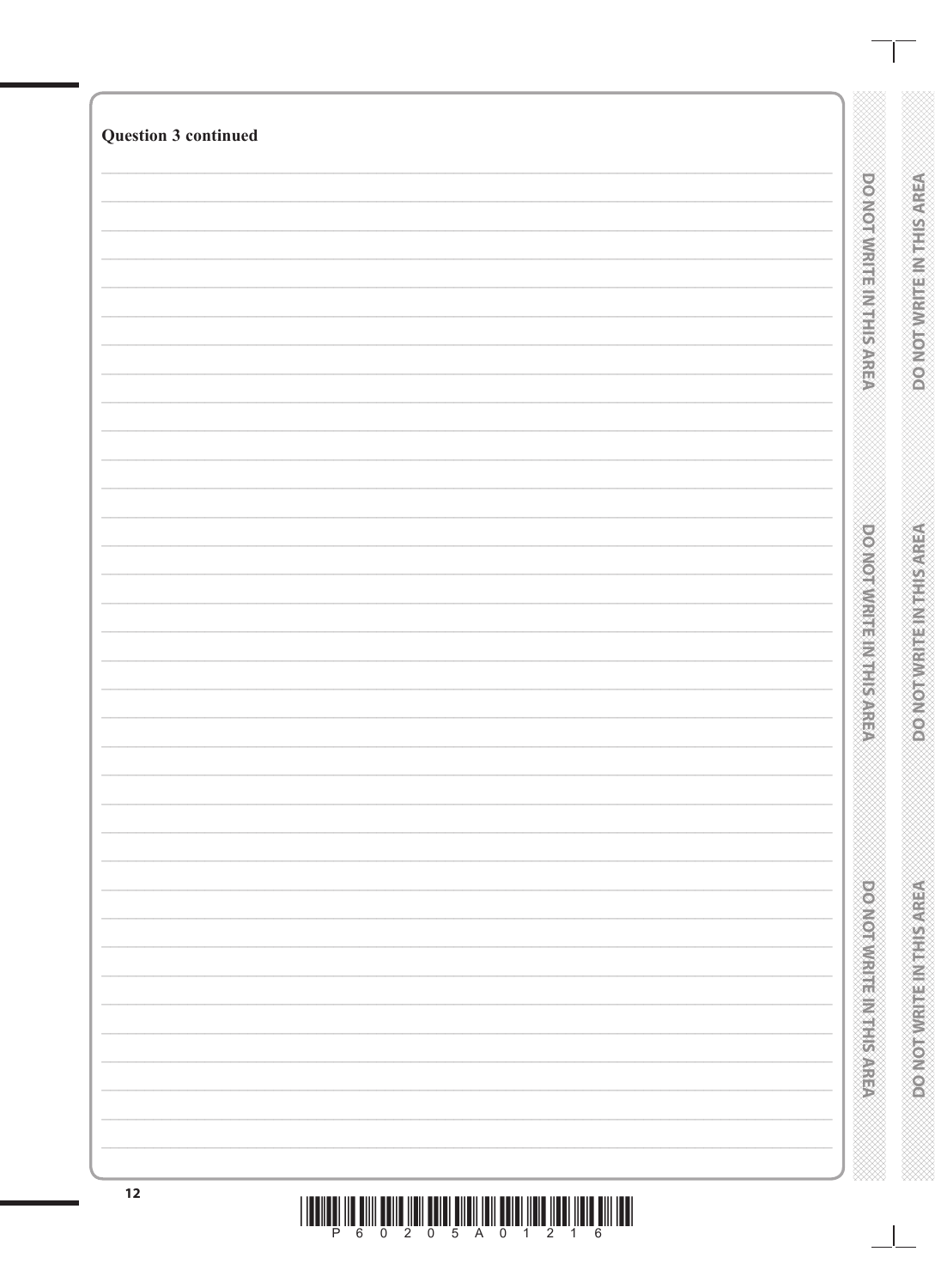**Question 3 continued**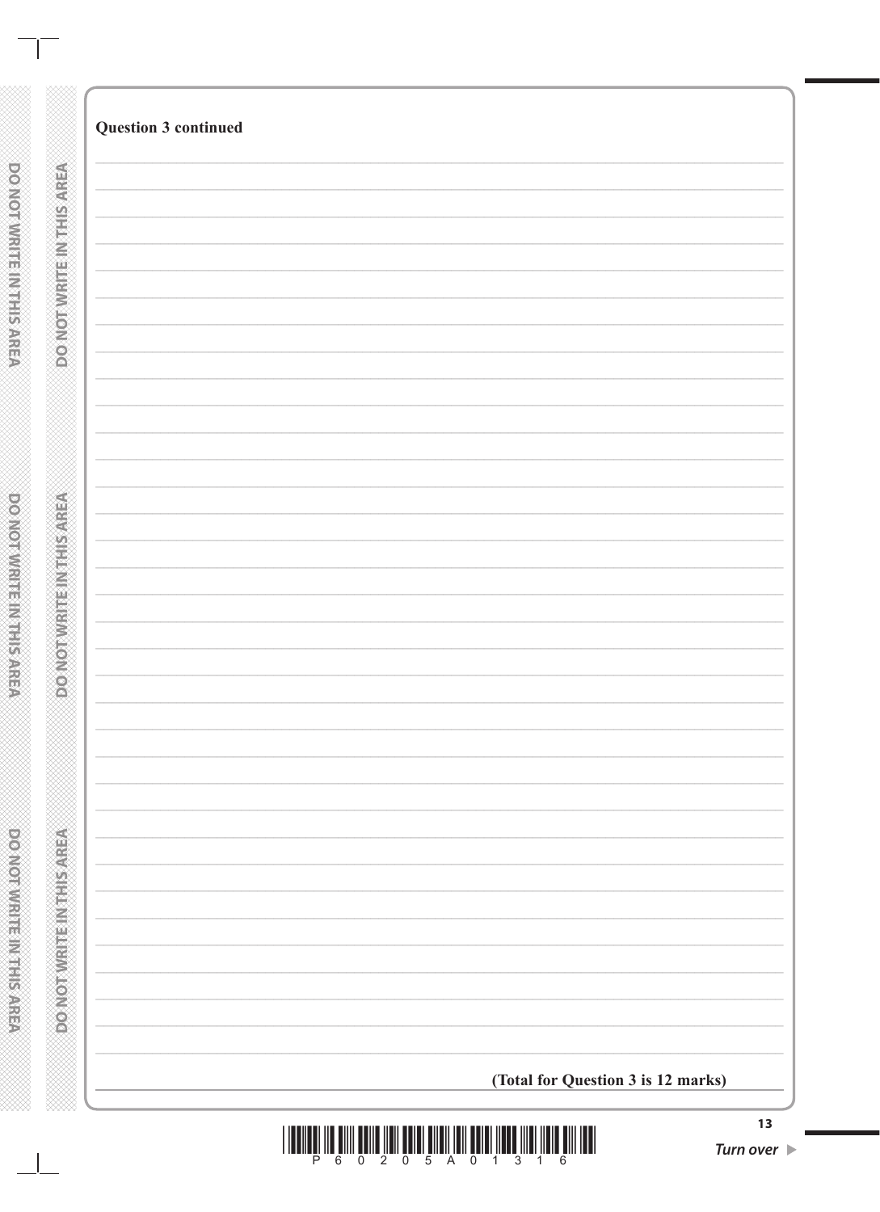**Question 3 continued**

**(Total for Question 3 is 12 marks)**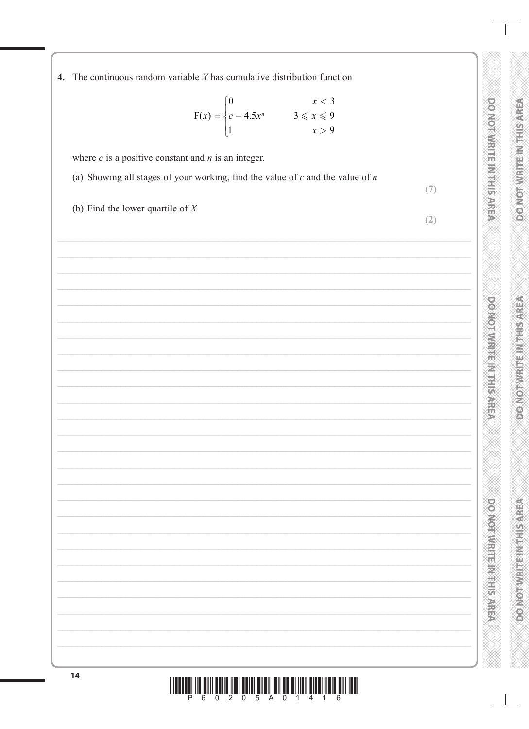**4.** The continuous random variable $X$ has cumulative distribution function

$$\mathrm{F}(x) = \begin{cases} 0 & x < 3 \\ c - 4.5x^n & 3 \leqslant x \leqslant 9 \\ 1 & x > 9 \end{cases}$$

where $c$ is a positive constant and $n$ is an integer.

(a) Showing all stages of your working, find the value of $c$ and the value of $n$ **(7)**

(b) Find the lower quartile of $X$ **(2)**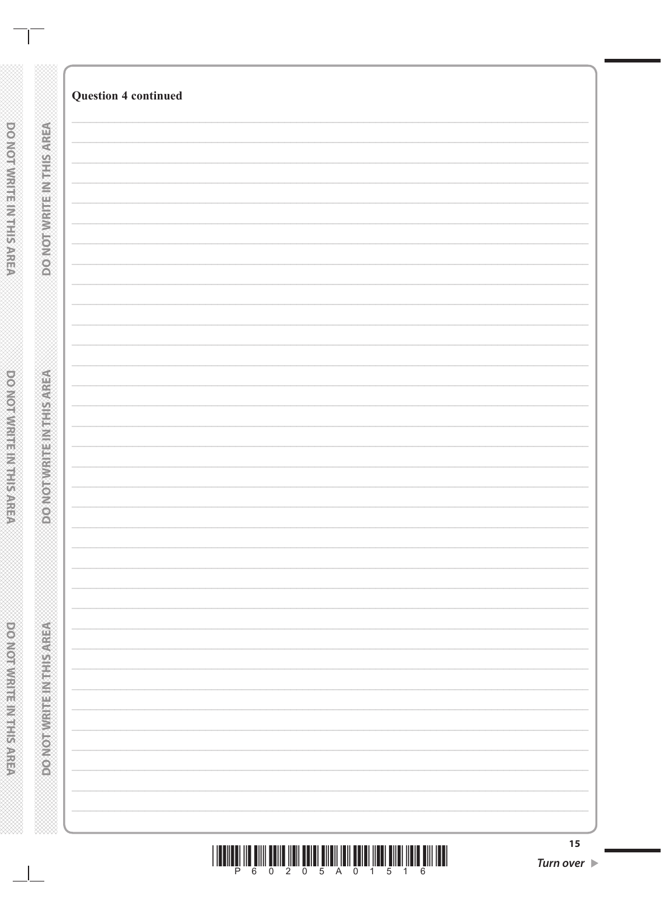**Question 4 continued**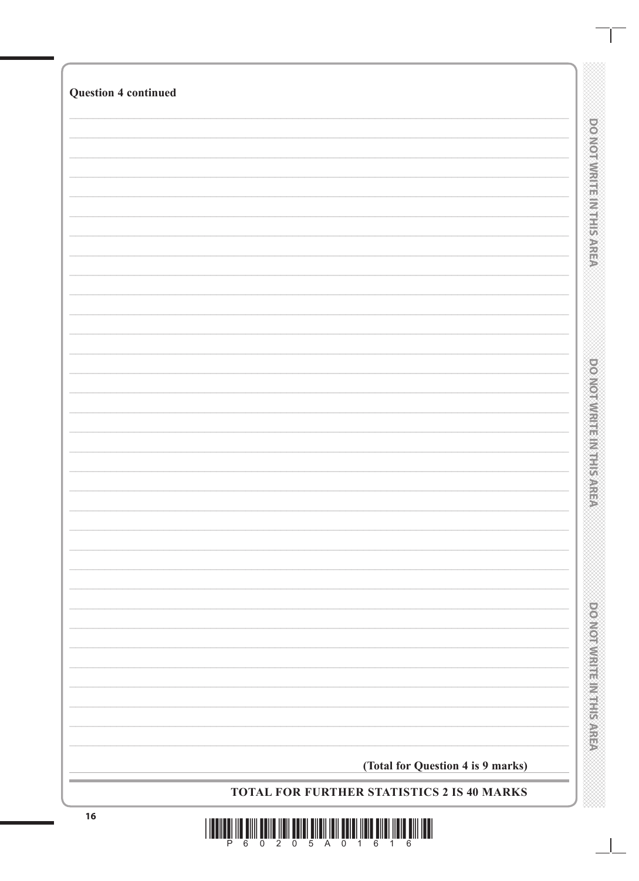**Question 4 continued**

**(Total for Question 4 is 9 marks)**

**TOTAL FOR FURTHER STATISTICS 2 IS 40 MARKS**